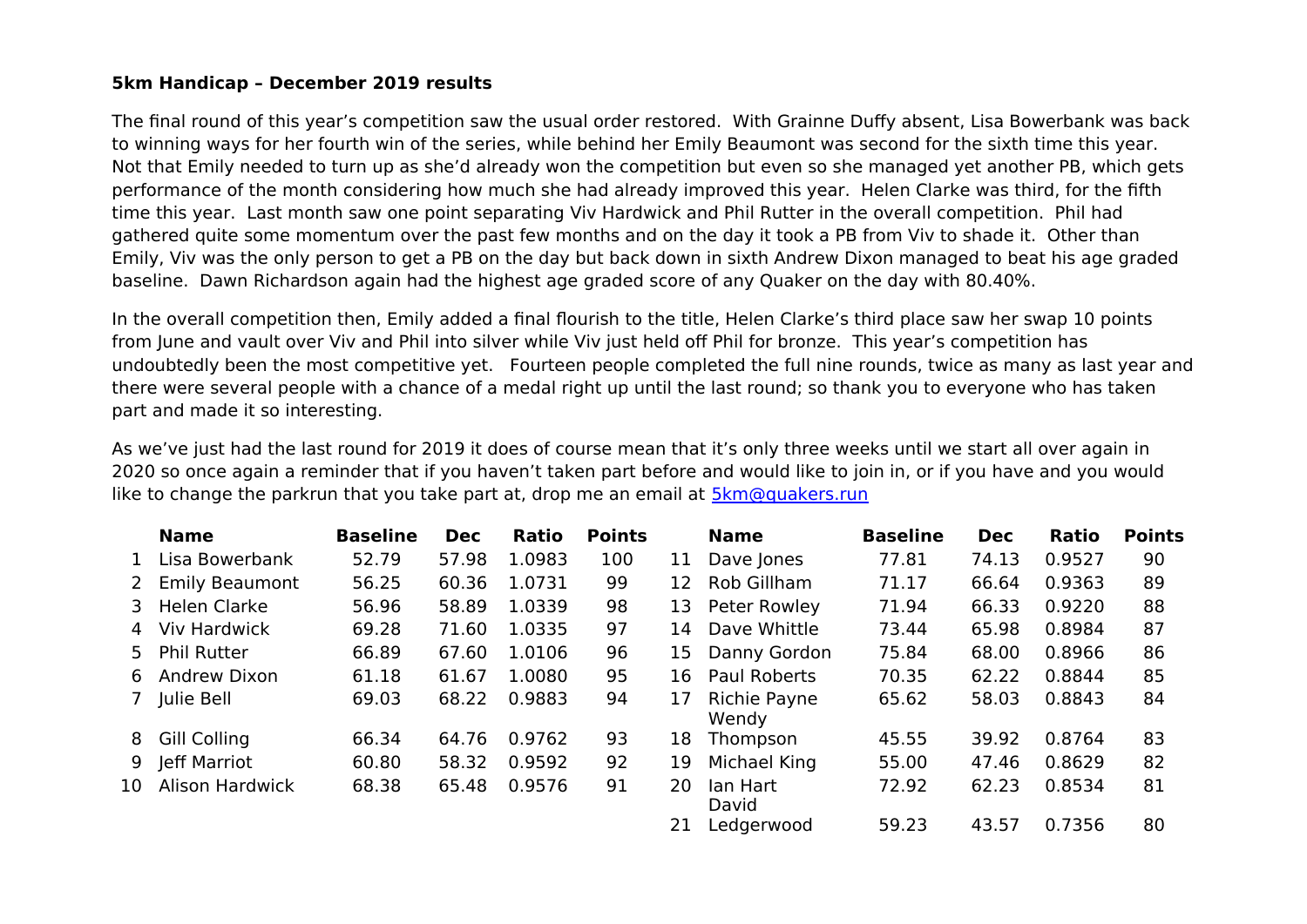**5km Handicap – December 2019 results**

The final round of this year's competition saw the usual order restored. With Grainne Duffy absent, Lisa Bowerbank was back to winning ways for her fourth win of the series, while behind her Emily Beaumont was second for the sixth time this year. Not that Emily needed to turn up as she'd already won the competition but even so she managed yet another PB, which gets performance of the month considering how much she had already improved this year. Helen Clarke was third, for the fifth time this year. Last month saw one point separating Viv Hardwick and Phil Rutter in the overall competition. Phil had gathered quite some momentum over the past few months and on the day it took a PB from Viv to shade it. Other than Emily, Viv was the only person to get a PB on the day but back down in sixth Andrew Dixon managed to beat his age graded baseline. Dawn Richardson again had the highest age graded score of any Quaker on the day with 80.40%.

In the overall competition then, Emily added a final flourish to the title, Helen Clarke's third place saw her swap 10 points from June and vault over Viv and Phil into silver while Viv just held off Phil for bronze. This year's competition has undoubtedly been the most competitive yet. Fourteen people completed the full nine rounds, twice as many as last year and there were several people with a chance of a medal right up until the last round; so thank you to everyone who has taken part and made it so interesting.

As we've just had the last round for 2019 it does of course mean that it's only three weeks until we start all over again in 2020 so once again a reminder that if you haven't taken part before and would like to join in, or if you have and you would like to change the parkrun that you take part at, drop me an email at 5km@quakers.run

| | Name | Baseline | Dec | Ratio | Points |
|---|---|---|---|---|---|
| 1 | Lisa Bowerbank | 52.79 | 57.98 | 1.0983 | 100 |
| 2 | Emily Beaumont | 56.25 | 60.36 | 1.0731 | 99 |
| 3 | Helen Clarke | 56.96 | 58.89 | 1.0339 | 98 |
| 4 | Viv Hardwick | 69.28 | 71.60 | 1.0335 | 97 |
| 5 | Phil Rutter | 66.89 | 67.60 | 1.0106 | 96 |
| 6 | Andrew Dixon | 61.18 | 61.67 | 1.0080 | 95 |
| 7 | Julie Bell | 69.03 | 68.22 | 0.9883 | 94 |
| 8 | Gill Colling | 66.34 | 64.76 | 0.9762 | 93 |
| 9 | Jeff Marriot | 60.80 | 58.32 | 0.9592 | 92 |
| 10 | Alison Hardwick | 68.38 | 65.48 | 0.9576 | 91 |
| 11 | Dave Jones | 77.81 | 74.13 | 0.9527 | 90 |
| 12 | Rob Gillham | 71.17 | 66.64 | 0.9363 | 89 |
| 13 | Peter Rowley | 71.94 | 66.33 | 0.9220 | 88 |
| 14 | Dave Whittle | 73.44 | 65.98 | 0.8984 | 87 |
| 15 | Danny Gordon | 75.84 | 68.00 | 0.8966 | 86 |
| 16 | Paul Roberts | 70.35 | 62.22 | 0.8844 | 85 |
| 17 | Richie Payne | 65.62 | 58.03 | 0.8843 | 84 |
| 18 | Wendy Thompson | 45.55 | 39.92 | 0.8764 | 83 |
| 19 | Michael King | 55.00 | 47.46 | 0.8629 | 82 |
| 20 | Ian Hart | 72.92 | 62.23 | 0.8534 | 81 |
| 21 | David Ledgerwood | 59.23 | 43.57 | 0.7356 | 80 |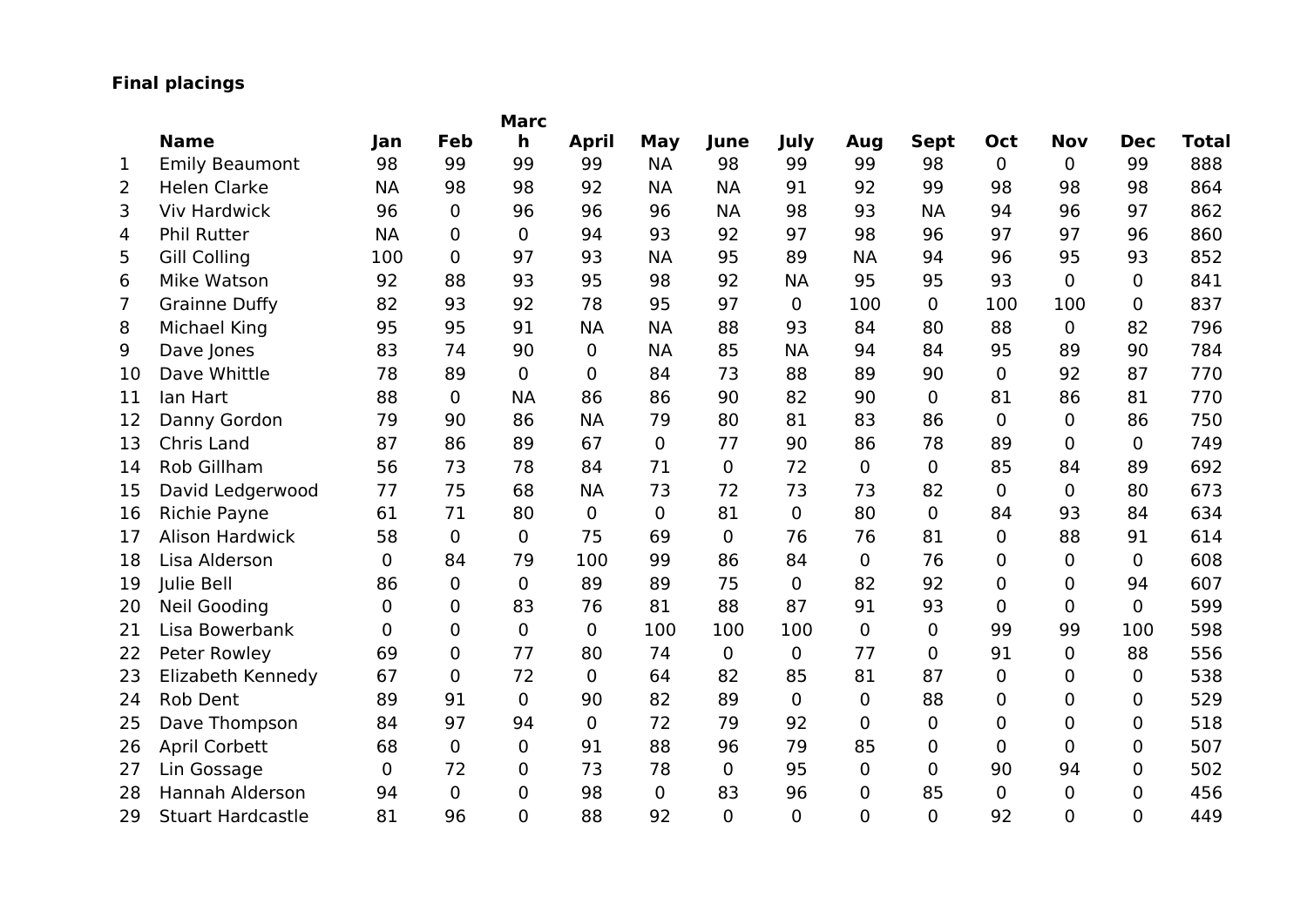**Final placings**

|  | Name | Jan | Feb | March | April | May | June | July | Aug | Sept | Oct | Nov | Dec | Total |
|---|---|---|---|---|---|---|---|---|---|---|---|---|---|---|
| 1 | Emily Beaumont | 98 | 99 | 99 | 99 | NA | 98 | 99 | 99 | 98 | 0 | 0 | 99 | 888 |
| 2 | Helen Clarke | NA | 98 | 98 | 92 | NA | NA | 91 | 92 | 99 | 98 | 98 | 98 | 864 |
| 3 | Viv Hardwick | 96 | 0 | 96 | 96 | 96 | NA | 98 | 93 | NA | 94 | 96 | 97 | 862 |
| 4 | Phil Rutter | NA | 0 | 0 | 94 | 93 | 92 | 97 | 98 | 96 | 97 | 97 | 96 | 860 |
| 5 | Gill Colling | 100 | 0 | 97 | 93 | NA | 95 | 89 | NA | 94 | 96 | 95 | 93 | 852 |
| 6 | Mike Watson | 92 | 88 | 93 | 95 | 98 | 92 | NA | 95 | 95 | 93 | 0 | 0 | 841 |
| 7 | Grainne Duffy | 82 | 93 | 92 | 78 | 95 | 97 | 0 | 100 | 0 | 100 | 100 | 0 | 837 |
| 8 | Michael King | 95 | 95 | 91 | NA | NA | 88 | 93 | 84 | 80 | 88 | 0 | 82 | 796 |
| 9 | Dave Jones | 83 | 74 | 90 | 0 | NA | 85 | NA | 94 | 84 | 95 | 89 | 90 | 784 |
| 10 | Dave Whittle | 78 | 89 | 0 | 0 | 84 | 73 | 88 | 89 | 90 | 0 | 92 | 87 | 770 |
| 11 | Ian Hart | 88 | 0 | NA | 86 | 86 | 90 | 82 | 90 | 0 | 81 | 86 | 81 | 770 |
| 12 | Danny Gordon | 79 | 90 | 86 | NA | 79 | 80 | 81 | 83 | 86 | 0 | 0 | 86 | 750 |
| 13 | Chris Land | 87 | 86 | 89 | 67 | 0 | 77 | 90 | 86 | 78 | 89 | 0 | 0 | 749 |
| 14 | Rob Gillham | 56 | 73 | 78 | 84 | 71 | 0 | 72 | 0 | 0 | 85 | 84 | 89 | 692 |
| 15 | David Ledgerwood | 77 | 75 | 68 | NA | 73 | 72 | 73 | 73 | 82 | 0 | 0 | 80 | 673 |
| 16 | Richie Payne | 61 | 71 | 80 | 0 | 0 | 81 | 0 | 80 | 0 | 84 | 93 | 84 | 634 |
| 17 | Alison Hardwick | 58 | 0 | 0 | 75 | 69 | 0 | 76 | 76 | 81 | 0 | 88 | 91 | 614 |
| 18 | Lisa Alderson | 0 | 84 | 79 | 100 | 99 | 86 | 84 | 0 | 76 | 0 | 0 | 0 | 608 |
| 19 | Julie Bell | 86 | 0 | 0 | 89 | 89 | 75 | 0 | 82 | 92 | 0 | 0 | 94 | 607 |
| 20 | Neil Gooding | 0 | 0 | 83 | 76 | 81 | 88 | 87 | 91 | 93 | 0 | 0 | 0 | 599 |
| 21 | Lisa Bowerbank | 0 | 0 | 0 | 0 | 100 | 100 | 100 | 0 | 0 | 99 | 99 | 100 | 598 |
| 22 | Peter Rowley | 69 | 0 | 77 | 80 | 74 | 0 | 0 | 77 | 0 | 91 | 0 | 88 | 556 |
| 23 | Elizabeth Kennedy | 67 | 0 | 72 | 0 | 64 | 82 | 85 | 81 | 87 | 0 | 0 | 0 | 538 |
| 24 | Rob Dent | 89 | 91 | 0 | 90 | 82 | 89 | 0 | 0 | 88 | 0 | 0 | 0 | 529 |
| 25 | Dave Thompson | 84 | 97 | 94 | 0 | 72 | 79 | 92 | 0 | 0 | 0 | 0 | 0 | 518 |
| 26 | April Corbett | 68 | 0 | 0 | 91 | 88 | 96 | 79 | 85 | 0 | 0 | 0 | 0 | 507 |
| 27 | Lin Gossage | 0 | 72 | 0 | 73 | 78 | 0 | 95 | 0 | 0 | 90 | 94 | 0 | 502 |
| 28 | Hannah Alderson | 94 | 0 | 0 | 98 | 0 | 83 | 96 | 0 | 85 | 0 | 0 | 0 | 456 |
| 29 | Stuart Hardcastle | 81 | 96 | 0 | 88 | 92 | 0 | 0 | 0 | 0 | 92 | 0 | 0 | 449 |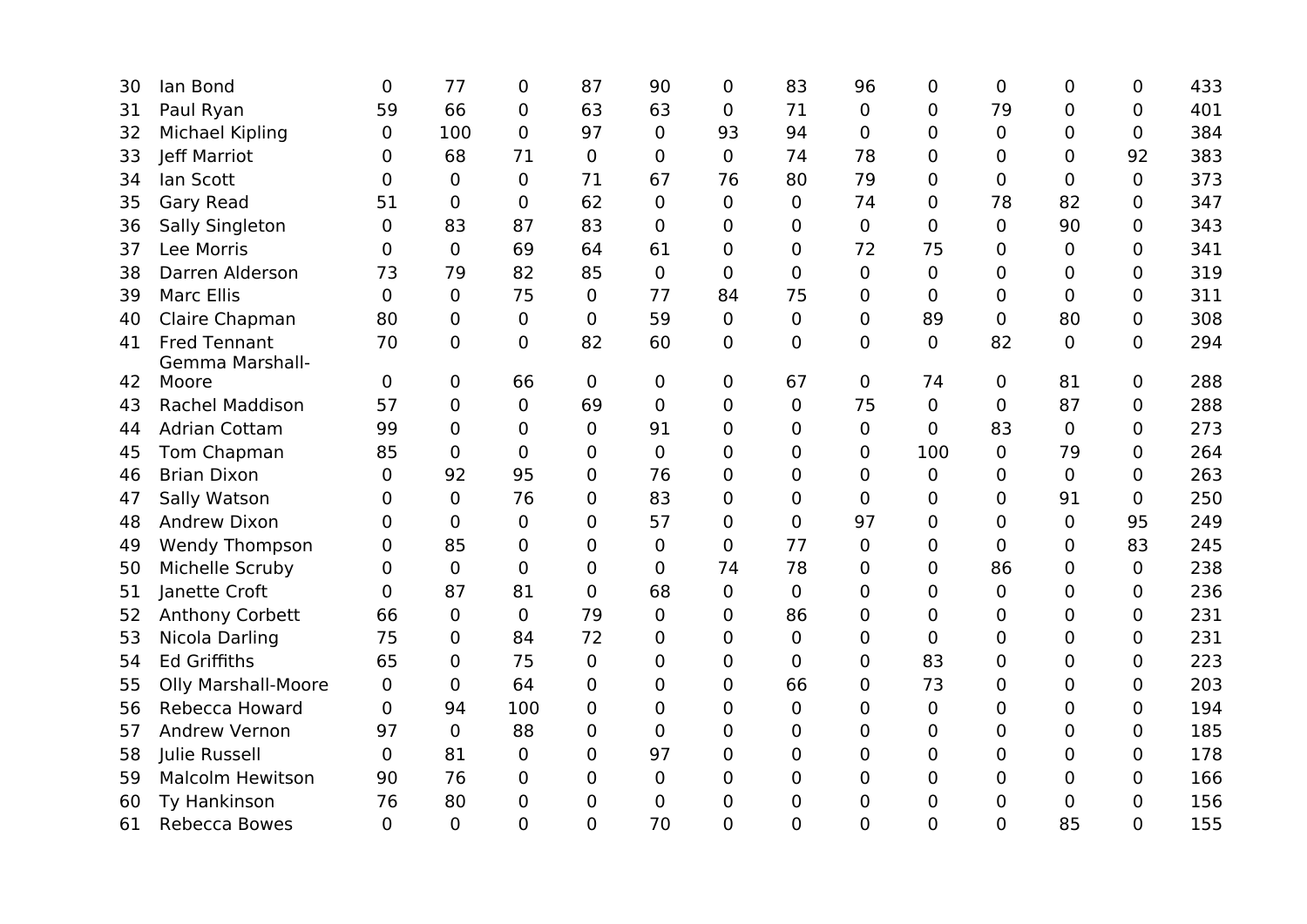| | | | | | | | | | | | | | | |
|---|---|---|---|---|---|---|---|---|---|---|---|---|---|---|
| 30 | Ian Bond | 0 | 77 | 0 | 87 | 90 | 0 | 83 | 96 | 0 | 0 | 0 | 0 | 433 |
| 31 | Paul Ryan | 59 | 66 | 0 | 63 | 63 | 0 | 71 | 0 | 0 | 79 | 0 | 0 | 401 |
| 32 | Michael Kipling | 0 | 100 | 0 | 97 | 0 | 93 | 94 | 0 | 0 | 0 | 0 | 0 | 384 |
| 33 | Jeff Marriot | 0 | 68 | 71 | 0 | 0 | 0 | 74 | 78 | 0 | 0 | 0 | 92 | 383 |
| 34 | Ian Scott | 0 | 0 | 0 | 71 | 67 | 76 | 80 | 79 | 0 | 0 | 0 | 0 | 373 |
| 35 | Gary Read | 51 | 0 | 0 | 62 | 0 | 0 | 0 | 74 | 0 | 78 | 82 | 0 | 347 |
| 36 | Sally Singleton | 0 | 83 | 87 | 83 | 0 | 0 | 0 | 0 | 0 | 0 | 90 | 0 | 343 |
| 37 | Lee Morris | 0 | 0 | 69 | 64 | 61 | 0 | 0 | 72 | 75 | 0 | 0 | 0 | 341 |
| 38 | Darren Alderson | 73 | 79 | 82 | 85 | 0 | 0 | 0 | 0 | 0 | 0 | 0 | 0 | 319 |
| 39 | Marc Ellis | 0 | 0 | 75 | 0 | 77 | 84 | 75 | 0 | 0 | 0 | 0 | 0 | 311 |
| 40 | Claire Chapman | 80 | 0 | 0 | 0 | 59 | 0 | 0 | 0 | 89 | 0 | 80 | 0 | 308 |
| 41 | Fred Tennant | 70 | 0 | 0 | 82 | 60 | 0 | 0 | 0 | 0 | 82 | 0 | 0 | 294 |
| 42 | Gemma Marshall-Moore | 0 | 0 | 66 | 0 | 0 | 0 | 67 | 0 | 74 | 0 | 81 | 0 | 288 |
| 43 | Rachel Maddison | 57 | 0 | 0 | 69 | 0 | 0 | 0 | 75 | 0 | 0 | 87 | 0 | 288 |
| 44 | Adrian Cottam | 99 | 0 | 0 | 0 | 91 | 0 | 0 | 0 | 0 | 83 | 0 | 0 | 273 |
| 45 | Tom Chapman | 85 | 0 | 0 | 0 | 0 | 0 | 0 | 0 | 100 | 0 | 79 | 0 | 264 |
| 46 | Brian Dixon | 0 | 92 | 95 | 0 | 76 | 0 | 0 | 0 | 0 | 0 | 0 | 0 | 263 |
| 47 | Sally Watson | 0 | 0 | 76 | 0 | 83 | 0 | 0 | 0 | 0 | 0 | 91 | 0 | 250 |
| 48 | Andrew Dixon | 0 | 0 | 0 | 0 | 57 | 0 | 0 | 97 | 0 | 0 | 0 | 95 | 249 |
| 49 | Wendy Thompson | 0 | 85 | 0 | 0 | 0 | 0 | 77 | 0 | 0 | 0 | 0 | 83 | 245 |
| 50 | Michelle Scruby | 0 | 0 | 0 | 0 | 0 | 74 | 78 | 0 | 0 | 86 | 0 | 0 | 238 |
| 51 | Janette Croft | 0 | 87 | 81 | 0 | 68 | 0 | 0 | 0 | 0 | 0 | 0 | 0 | 236 |
| 52 | Anthony Corbett | 66 | 0 | 0 | 79 | 0 | 0 | 86 | 0 | 0 | 0 | 0 | 0 | 231 |
| 53 | Nicola Darling | 75 | 0 | 84 | 72 | 0 | 0 | 0 | 0 | 0 | 0 | 0 | 0 | 231 |
| 54 | Ed Griffiths | 65 | 0 | 75 | 0 | 0 | 0 | 0 | 0 | 83 | 0 | 0 | 0 | 223 |
| 55 | Olly Marshall-Moore | 0 | 0 | 64 | 0 | 0 | 0 | 66 | 0 | 73 | 0 | 0 | 0 | 203 |
| 56 | Rebecca Howard | 0 | 94 | 100 | 0 | 0 | 0 | 0 | 0 | 0 | 0 | 0 | 0 | 194 |
| 57 | Andrew Vernon | 97 | 0 | 88 | 0 | 0 | 0 | 0 | 0 | 0 | 0 | 0 | 0 | 185 |
| 58 | Julie Russell | 0 | 81 | 0 | 0 | 97 | 0 | 0 | 0 | 0 | 0 | 0 | 0 | 178 |
| 59 | Malcolm Hewitson | 90 | 76 | 0 | 0 | 0 | 0 | 0 | 0 | 0 | 0 | 0 | 0 | 166 |
| 60 | Ty Hankinson | 76 | 80 | 0 | 0 | 0 | 0 | 0 | 0 | 0 | 0 | 0 | 0 | 156 |
| 61 | Rebecca Bowes | 0 | 0 | 0 | 0 | 70 | 0 | 0 | 0 | 0 | 0 | 85 | 0 | 155 |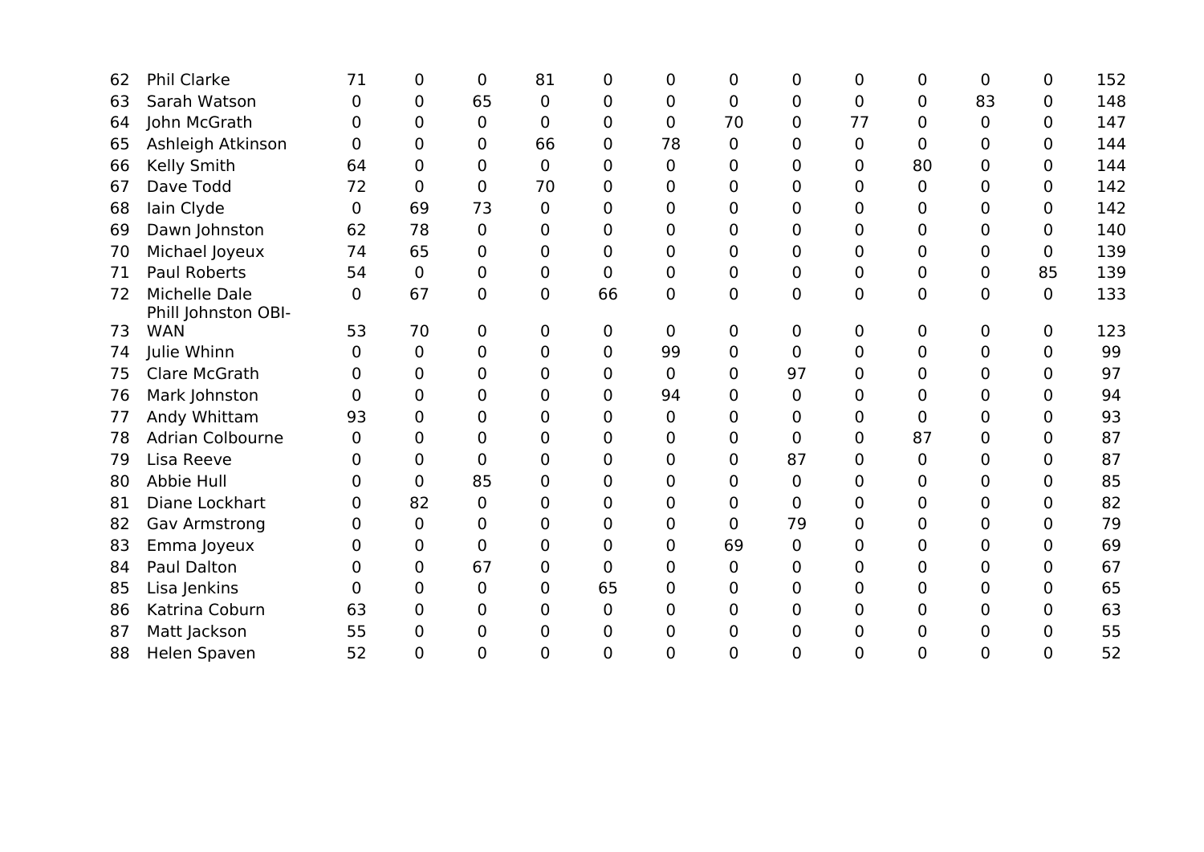| | | | | | | | | | | | | | | |
|---|---|---|---|---|---|---|---|---|---|---|---|---|---|---|
| 62 | Phil Clarke | 71 | 0 | 0 | 81 | 0 | 0 | 0 | 0 | 0 | 0 | 0 | 0 | 152 |
| 63 | Sarah Watson | 0 | 0 | 65 | 0 | 0 | 0 | 0 | 0 | 0 | 0 | 83 | 0 | 148 |
| 64 | John McGrath | 0 | 0 | 0 | 0 | 0 | 0 | 70 | 0 | 77 | 0 | 0 | 0 | 147 |
| 65 | Ashleigh Atkinson | 0 | 0 | 0 | 66 | 0 | 78 | 0 | 0 | 0 | 0 | 0 | 0 | 144 |
| 66 | Kelly Smith | 64 | 0 | 0 | 0 | 0 | 0 | 0 | 0 | 0 | 80 | 0 | 0 | 144 |
| 67 | Dave Todd | 72 | 0 | 0 | 70 | 0 | 0 | 0 | 0 | 0 | 0 | 0 | 0 | 142 |
| 68 | Iain Clyde | 0 | 69 | 73 | 0 | 0 | 0 | 0 | 0 | 0 | 0 | 0 | 0 | 142 |
| 69 | Dawn Johnston | 62 | 78 | 0 | 0 | 0 | 0 | 0 | 0 | 0 | 0 | 0 | 0 | 140 |
| 70 | Michael Joyeux | 74 | 65 | 0 | 0 | 0 | 0 | 0 | 0 | 0 | 0 | 0 | 0 | 139 |
| 71 | Paul Roberts | 54 | 0 | 0 | 0 | 0 | 0 | 0 | 0 | 0 | 0 | 0 | 85 | 139 |
| 72 | Michelle Dale | 0 | 67 | 0 | 0 | 66 | 0 | 0 | 0 | 0 | 0 | 0 | 0 | 133 |
| 73 | Phill Johnston OBI-WAN | 53 | 70 | 0 | 0 | 0 | 0 | 0 | 0 | 0 | 0 | 0 | 0 | 123 |
| 74 | Julie Whinn | 0 | 0 | 0 | 0 | 0 | 99 | 0 | 0 | 0 | 0 | 0 | 0 | 99 |
| 75 | Clare McGrath | 0 | 0 | 0 | 0 | 0 | 0 | 0 | 97 | 0 | 0 | 0 | 0 | 97 |
| 76 | Mark Johnston | 0 | 0 | 0 | 0 | 0 | 94 | 0 | 0 | 0 | 0 | 0 | 0 | 94 |
| 77 | Andy Whittam | 93 | 0 | 0 | 0 | 0 | 0 | 0 | 0 | 0 | 0 | 0 | 0 | 93 |
| 78 | Adrian Colbourne | 0 | 0 | 0 | 0 | 0 | 0 | 0 | 0 | 0 | 87 | 0 | 0 | 87 |
| 79 | Lisa Reeve | 0 | 0 | 0 | 0 | 0 | 0 | 0 | 87 | 0 | 0 | 0 | 0 | 87 |
| 80 | Abbie Hull | 0 | 0 | 85 | 0 | 0 | 0 | 0 | 0 | 0 | 0 | 0 | 0 | 85 |
| 81 | Diane Lockhart | 0 | 82 | 0 | 0 | 0 | 0 | 0 | 0 | 0 | 0 | 0 | 0 | 82 |
| 82 | Gav Armstrong | 0 | 0 | 0 | 0 | 0 | 0 | 0 | 79 | 0 | 0 | 0 | 0 | 79 |
| 83 | Emma Joyeux | 0 | 0 | 0 | 0 | 0 | 0 | 69 | 0 | 0 | 0 | 0 | 0 | 69 |
| 84 | Paul Dalton | 0 | 0 | 67 | 0 | 0 | 0 | 0 | 0 | 0 | 0 | 0 | 0 | 67 |
| 85 | Lisa Jenkins | 0 | 0 | 0 | 0 | 65 | 0 | 0 | 0 | 0 | 0 | 0 | 0 | 65 |
| 86 | Katrina Coburn | 63 | 0 | 0 | 0 | 0 | 0 | 0 | 0 | 0 | 0 | 0 | 0 | 63 |
| 87 | Matt Jackson | 55 | 0 | 0 | 0 | 0 | 0 | 0 | 0 | 0 | 0 | 0 | 0 | 55 |
| 88 | Helen Spaven | 52 | 0 | 0 | 0 | 0 | 0 | 0 | 0 | 0 | 0 | 0 | 0 | 52 |